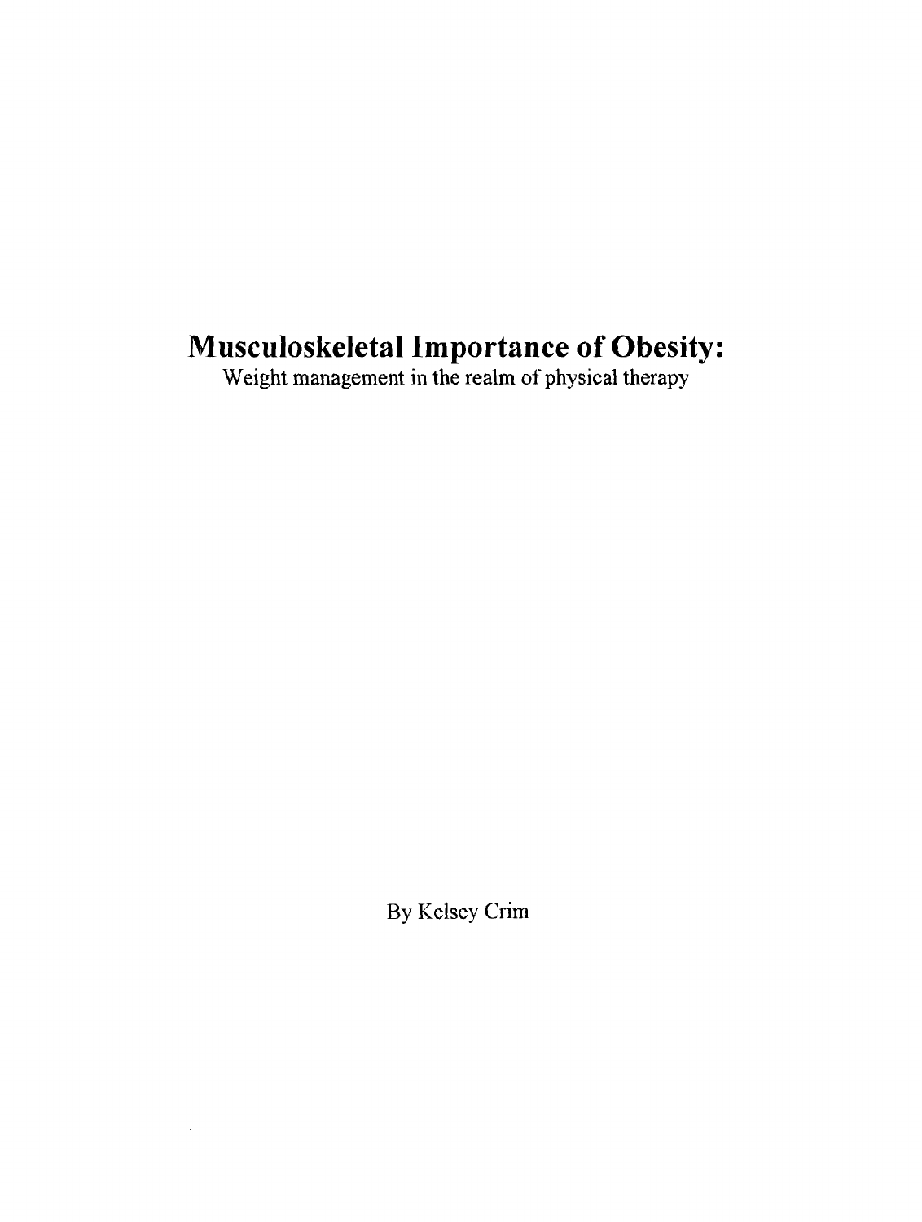# Musculoskeletal Importance of Obesity:

Weight management in the realm of physical therapy

By Kelsey Crim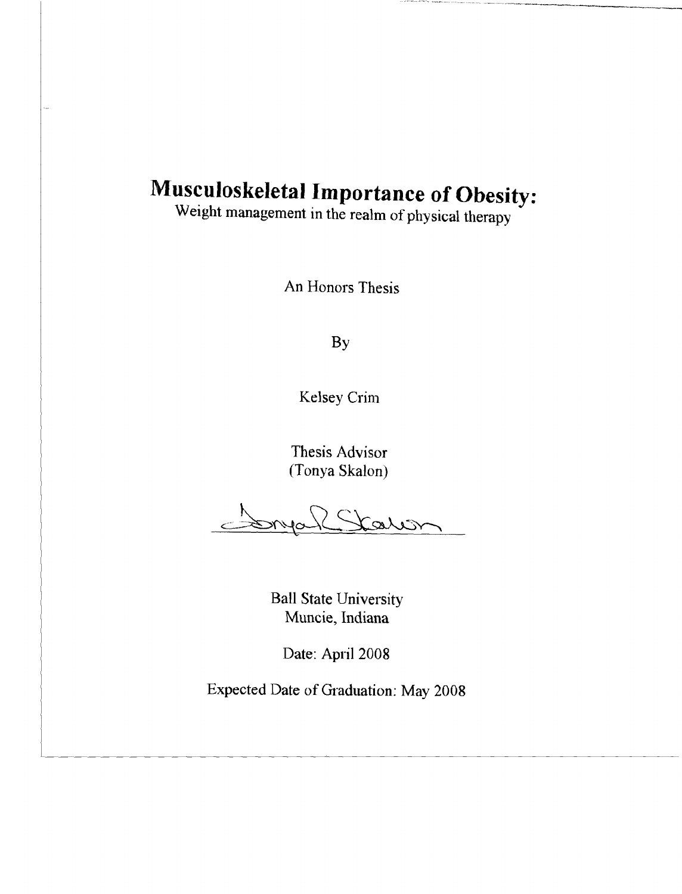# Musculoskeletal Importance of Obesity:

Weight management in the realm of physical therapy

An Honors Thesis

By

Kelsey Crim

Thesis Advisor
(Tonya Skalon)

Ball State University
Muncie, Indiana

Date: April 2008

Expected Date of Graduation: May 2008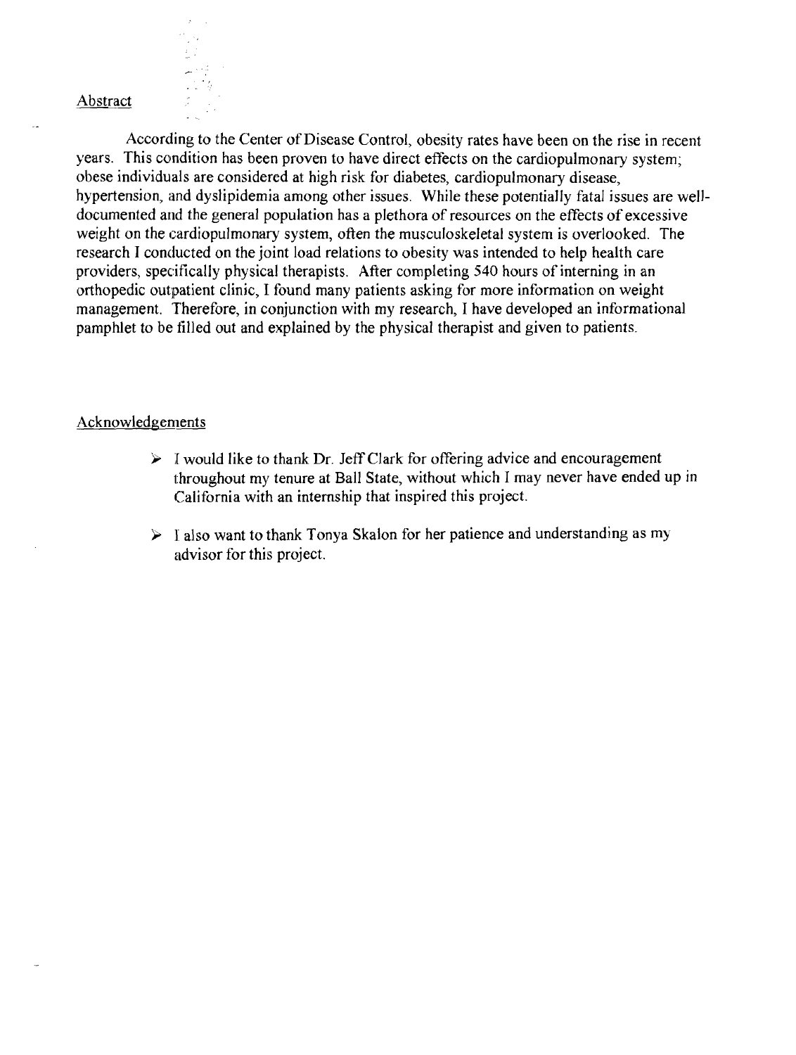## Abstract

According to the Center of Disease Control, obesity rates have been on the rise in recent years. This condition has been proven to have direct effects on the cardiopulmonary system; obese individuals are considered at high risk for diabetes, cardiopulmonary disease, hypertension, and dyslipidemia among other issues. While these potentially fatal issues are well-documented and the general population has a plethora of resources on the effects of excessive weight on the cardiopulmonary system, often the musculoskeletal system is overlooked. The research I conducted on the joint load relations to obesity was intended to help health care providers, specifically physical therapists. After completing 540 hours of interning in an orthopedic outpatient clinic, I found many patients asking for more information on weight management. Therefore, in conjunction with my research, I have developed an informational pamphlet to be filled out and explained by the physical therapist and given to patients.

## Acknowledgements

- I would like to thank Dr. Jeff Clark for offering advice and encouragement throughout my tenure at Ball State, without which I may never have ended up in California with an internship that inspired this project.
- I also want to thank Tonya Skalon for her patience and understanding as my advisor for this project.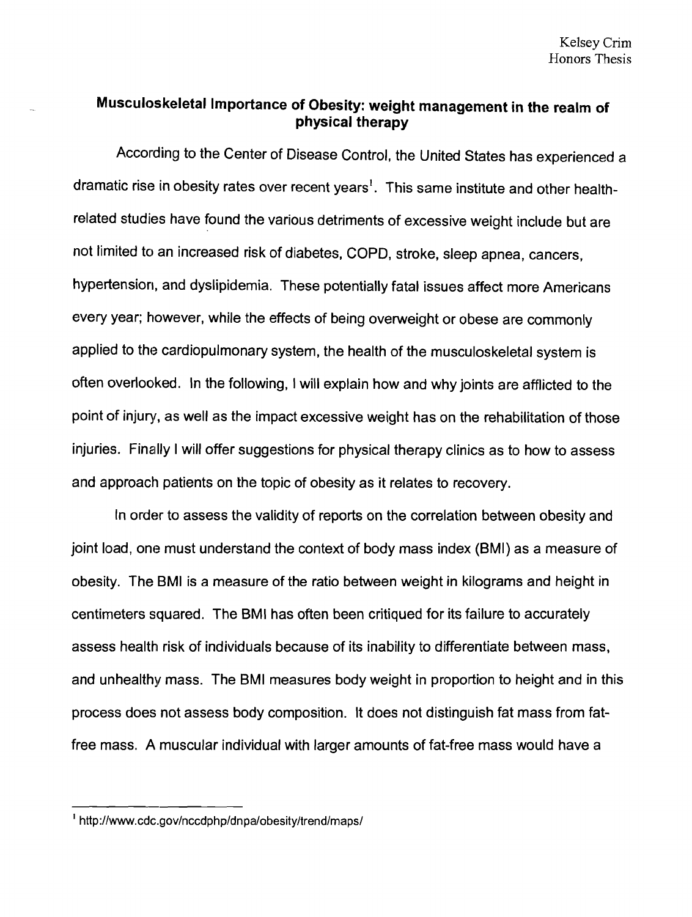## Musculoskeletal Importance of Obesity: weight management in the realm of physical therapy

According to the Center of Disease Control, the United States has experienced a dramatic rise in obesity rates over recent years[1]. This same institute and other health-related studies have found the various detriments of excessive weight include but are not limited to an increased risk of diabetes, COPD, stroke, sleep apnea, cancers, hypertension, and dyslipidemia. These potentially fatal issues affect more Americans every year; however, while the effects of being overweight or obese are commonly applied to the cardiopulmonary system, the health of the musculoskeletal system is often overlooked. In the following, I will explain how and why joints are afflicted to the point of injury, as well as the impact excessive weight has on the rehabilitation of those injuries. Finally I will offer suggestions for physical therapy clinics as to how to assess and approach patients on the topic of obesity as it relates to recovery.

In order to assess the validity of reports on the correlation between obesity and joint load, one must understand the context of body mass index (BMI) as a measure of obesity. The BMI is a measure of the ratio between weight in kilograms and height in centimeters squared. The BMI has often been critiqued for its failure to accurately assess health risk of individuals because of its inability to differentiate between mass, and unhealthy mass. The BMI measures body weight in proportion to height and in this process does not assess body composition. It does not distinguish fat mass from fat-free mass. A muscular individual with larger amounts of fat-free mass would have a

---

[1] http://www.cdc.gov/nccdphp/dnpa/obesity/trend/maps/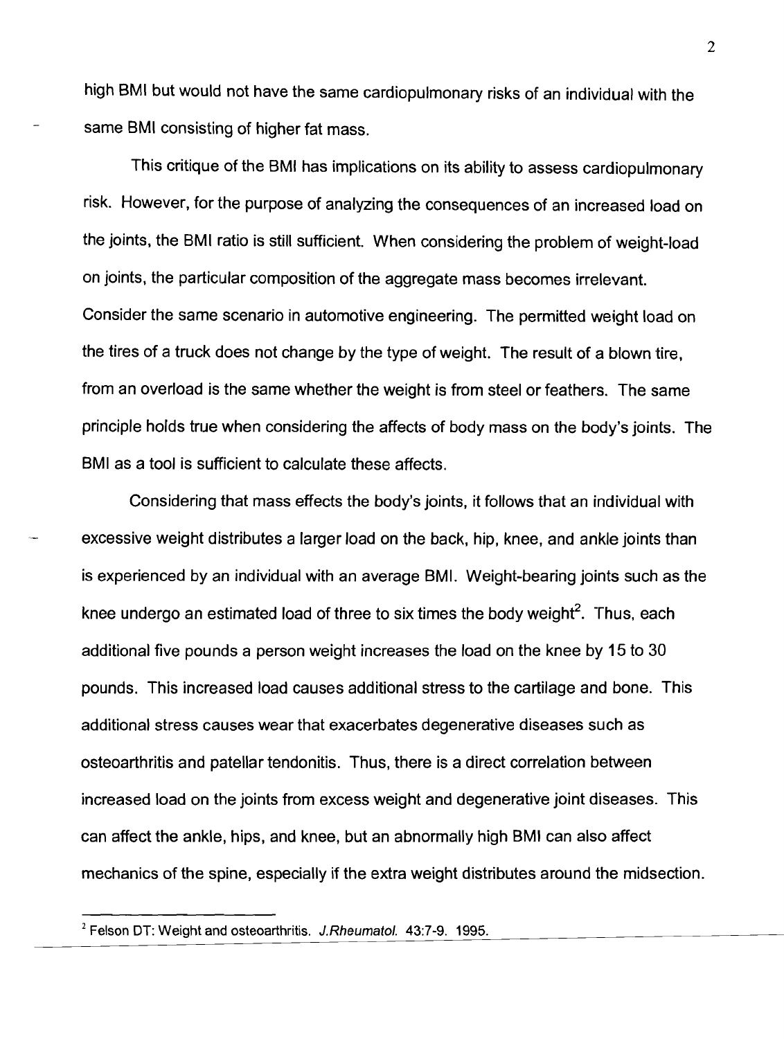high BMI but would not have the same cardiopulmonary risks of an individual with the same BMI consisting of higher fat mass.

This critique of the BMI has implications on its ability to assess cardiopulmonary risk. However, for the purpose of analyzing the consequences of an increased load on the joints, the BMI ratio is still sufficient. When considering the problem of weight-load on joints, the particular composition of the aggregate mass becomes irrelevant. Consider the same scenario in automotive engineering. The permitted weight load on the tires of a truck does not change by the type of weight. The result of a blown tire, from an overload is the same whether the weight is from steel or feathers. The same principle holds true when considering the affects of body mass on the body's joints. The BMI as a tool is sufficient to calculate these affects.

Considering that mass effects the body's joints, it follows that an individual with excessive weight distributes a larger load on the back, hip, knee, and ankle joints than is experienced by an individual with an average BMI. Weight-bearing joints such as the knee undergo an estimated load of three to six times the body weight[2]. Thus, each additional five pounds a person weight increases the load on the knee by 15 to 30 pounds. This increased load causes additional stress to the cartilage and bone. This additional stress causes wear that exacerbates degenerative diseases such as osteoarthritis and patellar tendonitis. Thus, there is a direct correlation between increased load on the joints from excess weight and degenerative joint diseases. This can affect the ankle, hips, and knee, but an abnormally high BMI can also affect mechanics of the spine, especially if the extra weight distributes around the midsection.

---

[2] Felson DT: Weight and osteoarthritis. *J.Rheumatol.* 43:7-9. 1995.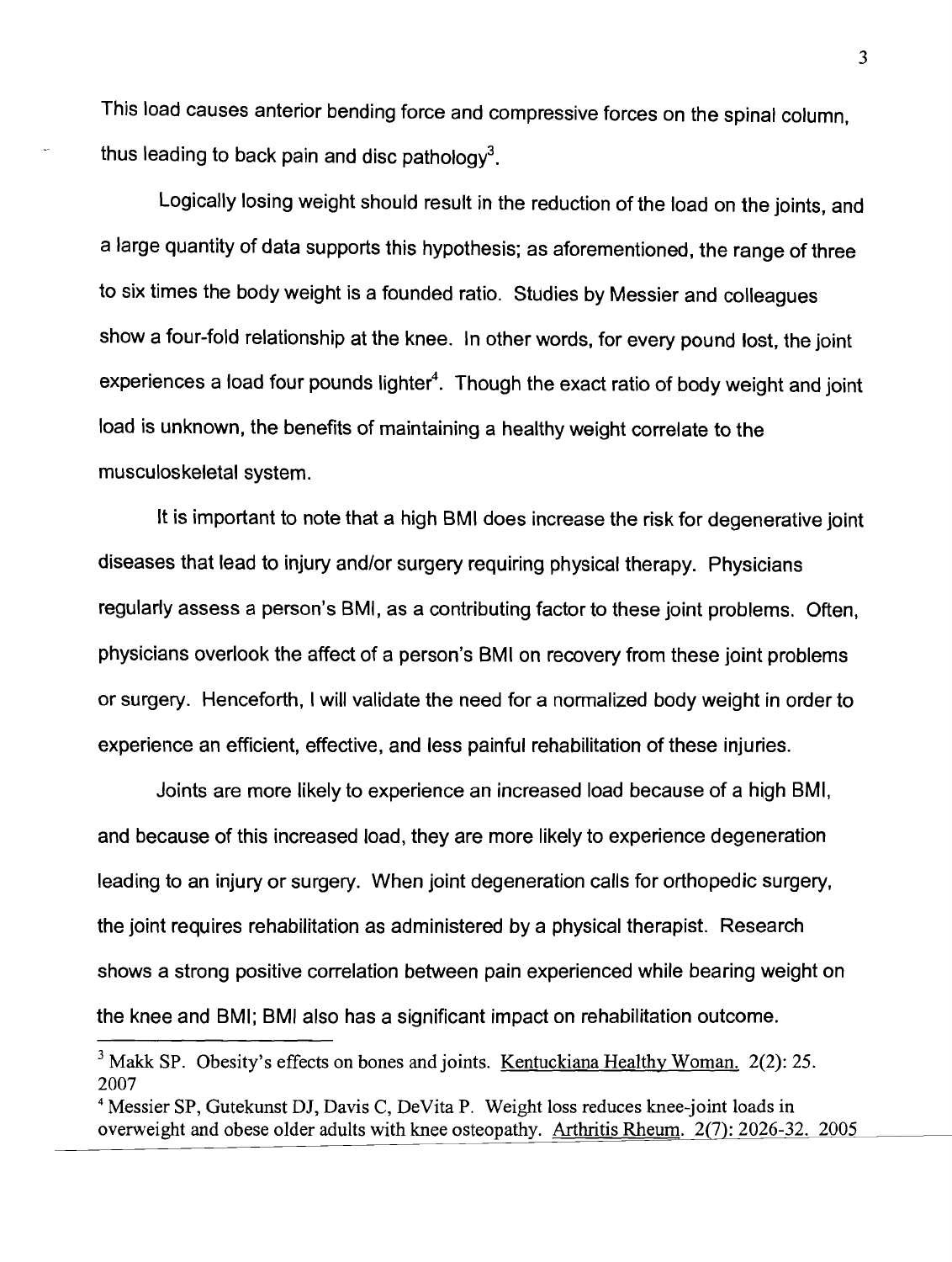This load causes anterior bending force and compressive forces on the spinal column, thus leading to back pain and disc pathology[3].

Logically losing weight should result in the reduction of the load on the joints, and a large quantity of data supports this hypothesis; as aforementioned, the range of three to six times the body weight is a founded ratio. Studies by Messier and colleagues show a four-fold relationship at the knee. In other words, for every pound lost, the joint experiences a load four pounds lighter[4]. Though the exact ratio of body weight and joint load is unknown, the benefits of maintaining a healthy weight correlate to the musculoskeletal system.

It is important to note that a high BMI does increase the risk for degenerative joint diseases that lead to injury and/or surgery requiring physical therapy. Physicians regularly assess a person's BMI, as a contributing factor to these joint problems. Often, physicians overlook the affect of a person's BMI on recovery from these joint problems or surgery. Henceforth, I will validate the need for a normalized body weight in order to experience an efficient, effective, and less painful rehabilitation of these injuries.

Joints are more likely to experience an increased load because of a high BMI, and because of this increased load, they are more likely to experience degeneration leading to an injury or surgery. When joint degeneration calls for orthopedic surgery, the joint requires rehabilitation as administered by a physical therapist. Research shows a strong positive correlation between pain experienced while bearing weight on the knee and BMI; BMI also has a significant impact on rehabilitation outcome.

---

[3] Makk SP. Obesity's effects on bones and joints. Kentuckiana Healthy Woman. 2(2): 25. 2007

[4] Messier SP, Gutekunst DJ, Davis C, DeVita P. Weight loss reduces knee-joint loads in overweight and obese older adults with knee osteopathy. Arthritis Rheum. 2(7): 2026-32. 2005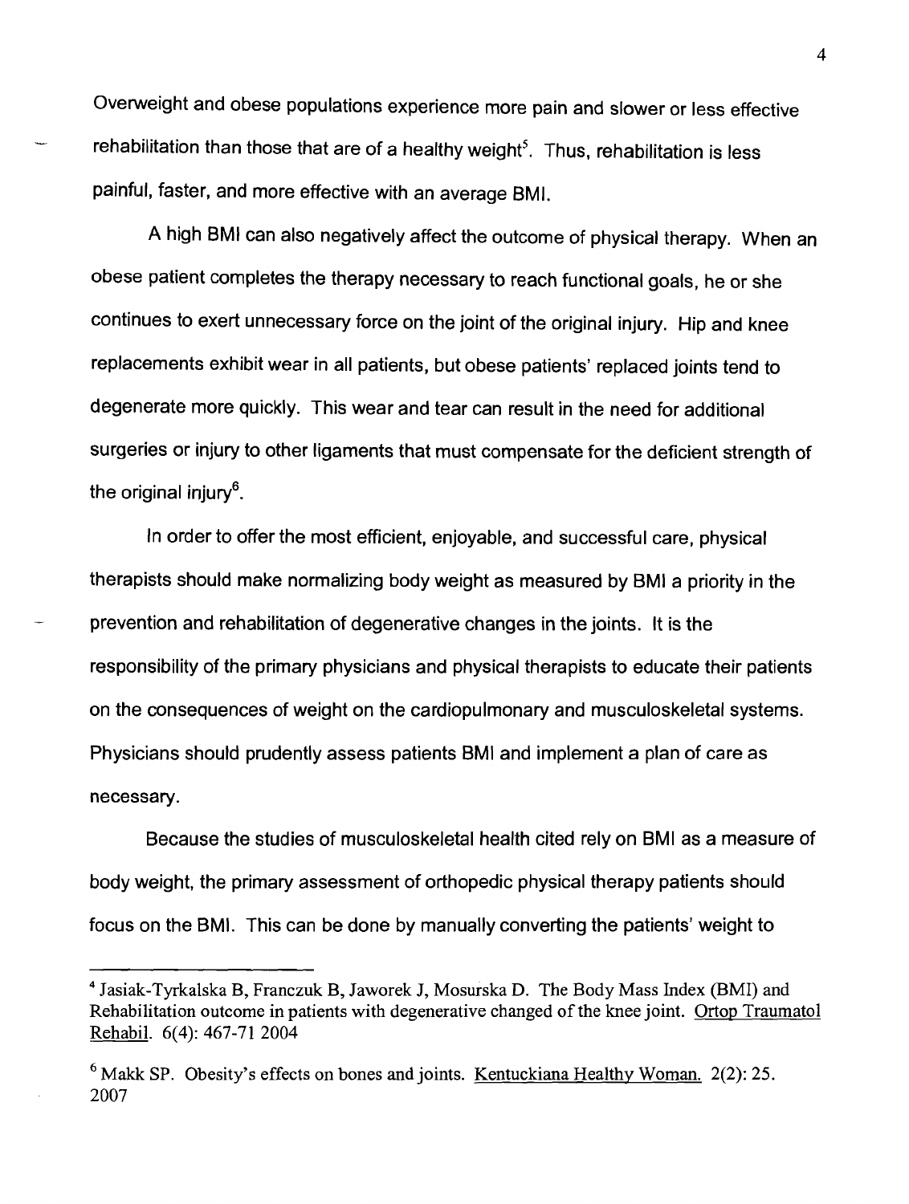Overweight and obese populations experience more pain and slower or less effective rehabilitation than those that are of a healthy weight[5]. Thus, rehabilitation is less painful, faster, and more effective with an average BMI.

A high BMI can also negatively affect the outcome of physical therapy. When an obese patient completes the therapy necessary to reach functional goals, he or she continues to exert unnecessary force on the joint of the original injury. Hip and knee replacements exhibit wear in all patients, but obese patients' replaced joints tend to degenerate more quickly. This wear and tear can result in the need for additional surgeries or injury to other ligaments that must compensate for the deficient strength of the original injury[6].

In order to offer the most efficient, enjoyable, and successful care, physical therapists should make normalizing body weight as measured by BMI a priority in the prevention and rehabilitation of degenerative changes in the joints. It is the responsibility of the primary physicians and physical therapists to educate their patients on the consequences of weight on the cardiopulmonary and musculoskeletal systems. Physicians should prudently assess patients BMI and implement a plan of care as necessary.

Because the studies of musculoskeletal health cited rely on BMI as a measure of body weight, the primary assessment of orthopedic physical therapy patients should focus on the BMI. This can be done by manually converting the patients' weight to

---

[4] Jasiak-Tyrkalska B, Franczuk B, Jaworek J, Mosurska D. The Body Mass Index (BMI) and Rehabilitation outcome in patients with degenerative changed of the knee joint. Ortop Traumatol Rehabil. 6(4): 467-71 2004

[6] Makk SP. Obesity's effects on bones and joints. Kentuckiana Healthy Woman. 2(2): 25. 2007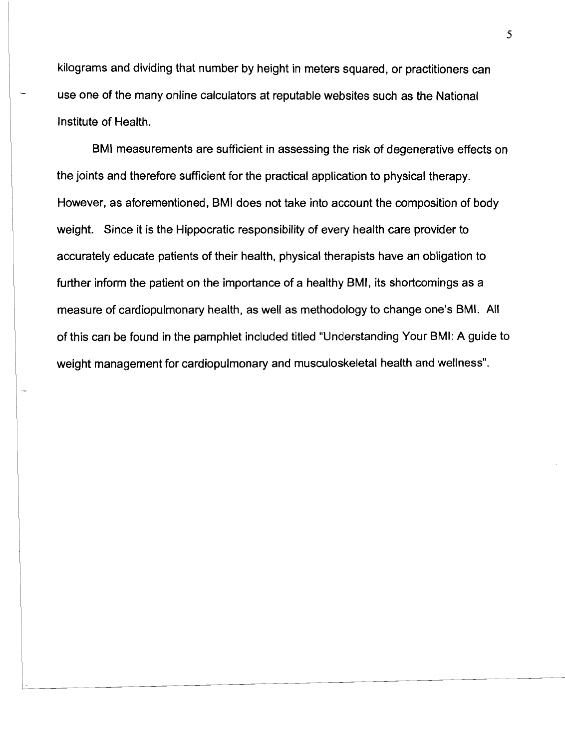kilograms and dividing that number by height in meters squared, or practitioners can use one of the many online calculators at reputable websites such as the National Institute of Health.

BMI measurements are sufficient in assessing the risk of degenerative effects on the joints and therefore sufficient for the practical application to physical therapy. However, as aforementioned, BMI does not take into account the composition of body weight. Since it is the Hippocratic responsibility of every health care provider to accurately educate patients of their health, physical therapists have an obligation to further inform the patient on the importance of a healthy BMI, its shortcomings as a measure of cardiopulmonary health, as well as methodology to change one's BMI. All of this can be found in the pamphlet included titled "Understanding Your BMI: A guide to weight management for cardiopulmonary and musculoskeletal health and wellness".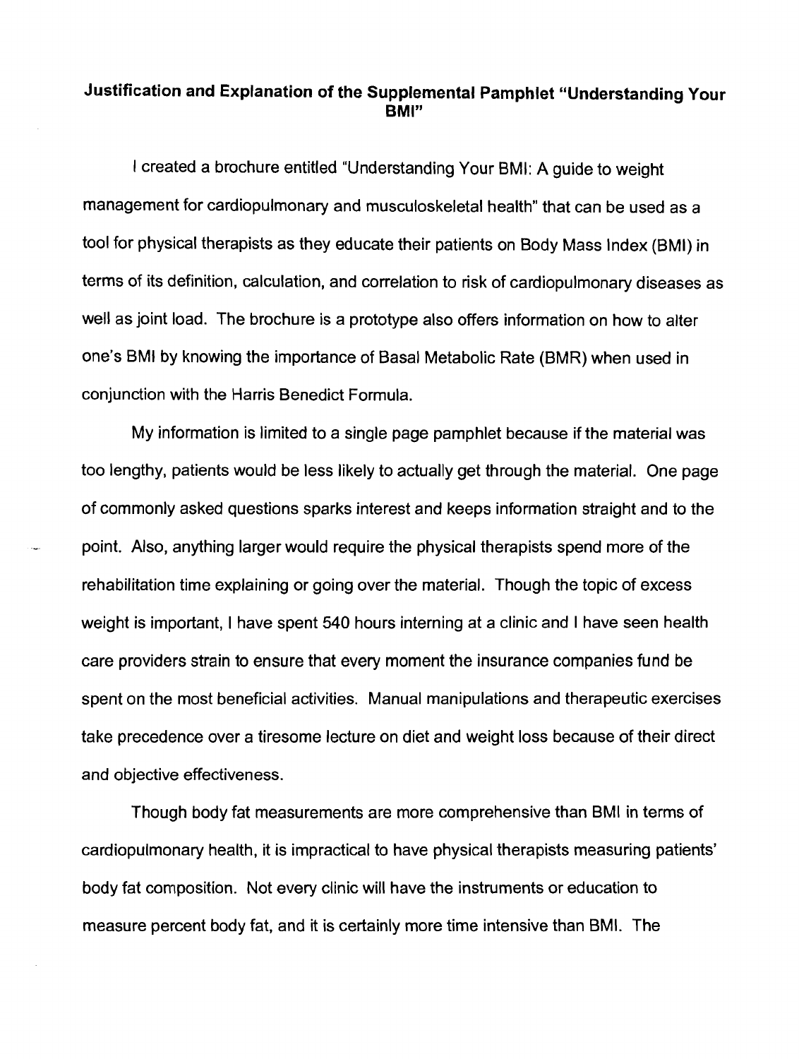### Justification and Explanation of the Supplemental Pamphlet "Understanding Your BMI"

I created a brochure entitled "Understanding Your BMI: A guide to weight management for cardiopulmonary and musculoskeletal health" that can be used as a tool for physical therapists as they educate their patients on Body Mass Index (BMI) in terms of its definition, calculation, and correlation to risk of cardiopulmonary diseases as well as joint load. The brochure is a prototype also offers information on how to alter one's BMI by knowing the importance of Basal Metabolic Rate (BMR) when used in conjunction with the Harris Benedict Formula.

My information is limited to a single page pamphlet because if the material was too lengthy, patients would be less likely to actually get through the material. One page of commonly asked questions sparks interest and keeps information straight and to the point. Also, anything larger would require the physical therapists spend more of the rehabilitation time explaining or going over the material. Though the topic of excess weight is important, I have spent 540 hours interning at a clinic and I have seen health care providers strain to ensure that every moment the insurance companies fund be spent on the most beneficial activities. Manual manipulations and therapeutic exercises take precedence over a tiresome lecture on diet and weight loss because of their direct and objective effectiveness.

Though body fat measurements are more comprehensive than BMI in terms of cardiopulmonary health, it is impractical to have physical therapists measuring patients' body fat composition. Not every clinic will have the instruments or education to measure percent body fat, and it is certainly more time intensive than BMI. The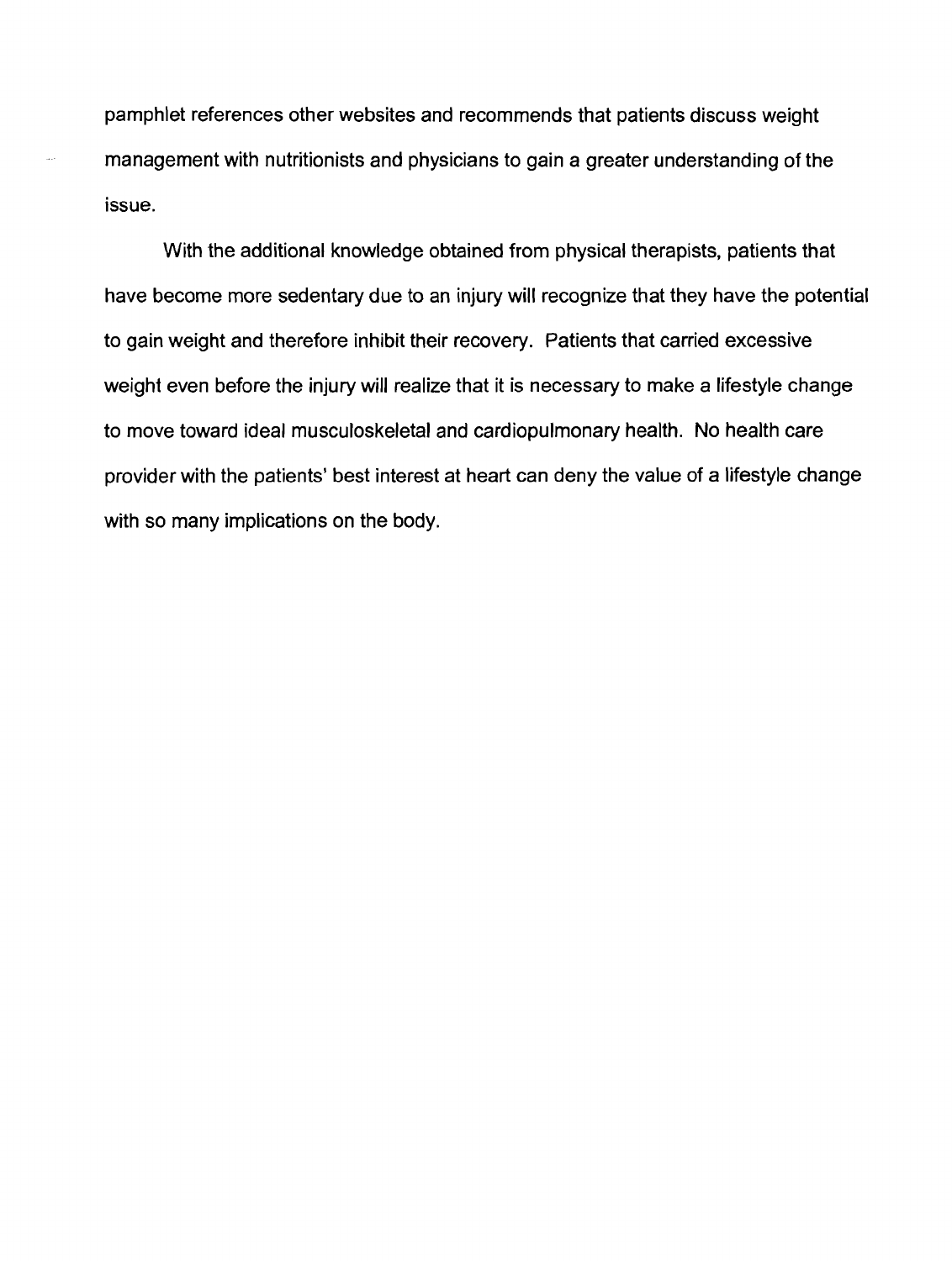pamphlet references other websites and recommends that patients discuss weight management with nutritionists and physicians to gain a greater understanding of the issue.

With the additional knowledge obtained from physical therapists, patients that have become more sedentary due to an injury will recognize that they have the potential to gain weight and therefore inhibit their recovery. Patients that carried excessive weight even before the injury will realize that it is necessary to make a lifestyle change to move toward ideal musculoskeletal and cardiopulmonary health. No health care provider with the patients' best interest at heart can deny the value of a lifestyle change with so many implications on the body.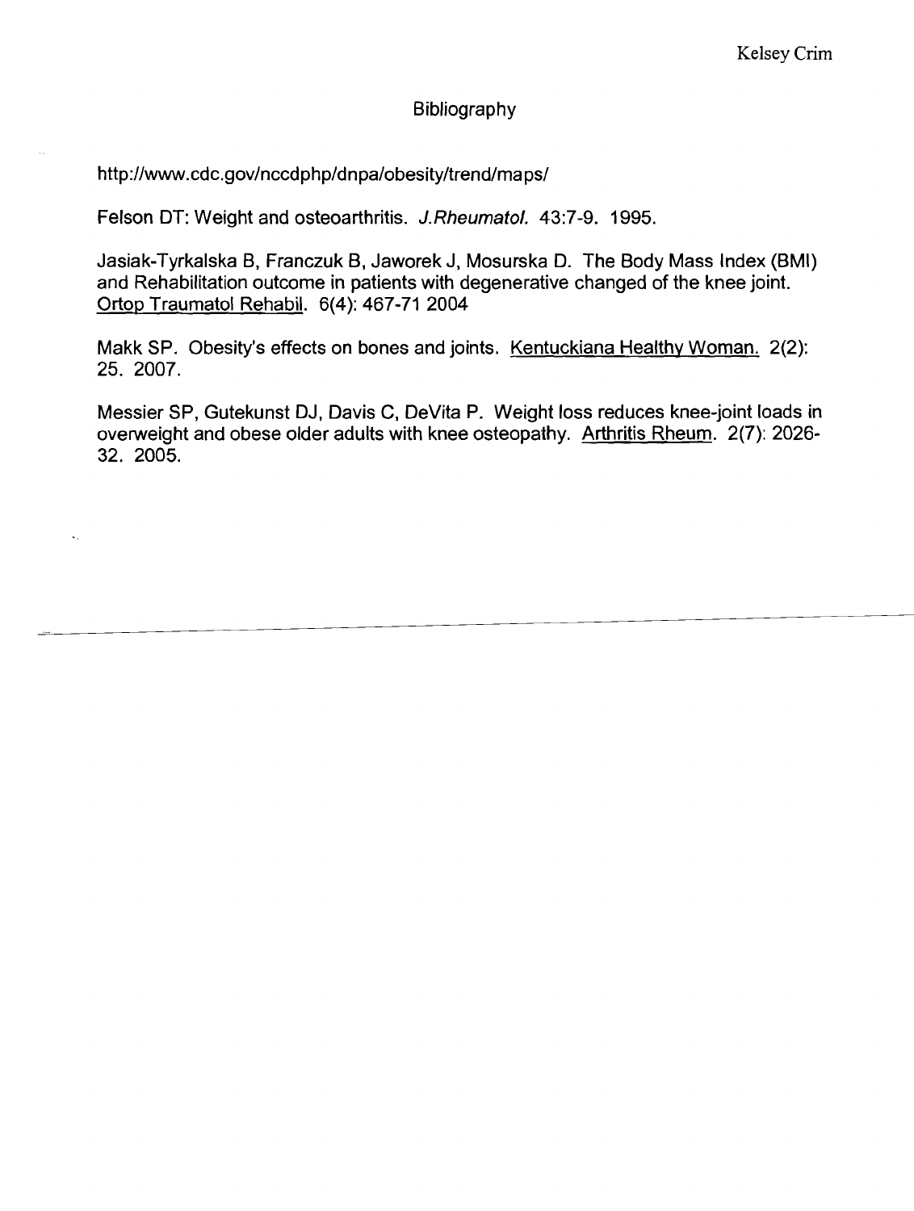## Bibliography

http://www.cdc.gov/nccdphp/dnpa/obesity/trend/maps/

Felson DT: Weight and osteoarthritis. *J.Rheumatol.* 43:7-9. 1995.

Jasiak-Tyrkalska B, Franczuk B, Jaworek J, Mosurska D. The Body Mass Index (BMI) and Rehabilitation outcome in patients with degenerative changed of the knee joint. Ortop Traumatol Rehabil. 6(4): 467-71 2004

Makk SP. Obesity's effects on bones and joints. Kentuckiana Healthy Woman. 2(2): 25. 2007.

Messier SP, Gutekunst DJ, Davis C, DeVita P. Weight loss reduces knee-joint loads in overweight and obese older adults with knee osteopathy. Arthritis Rheum. 2(7): 2026-32. 2005.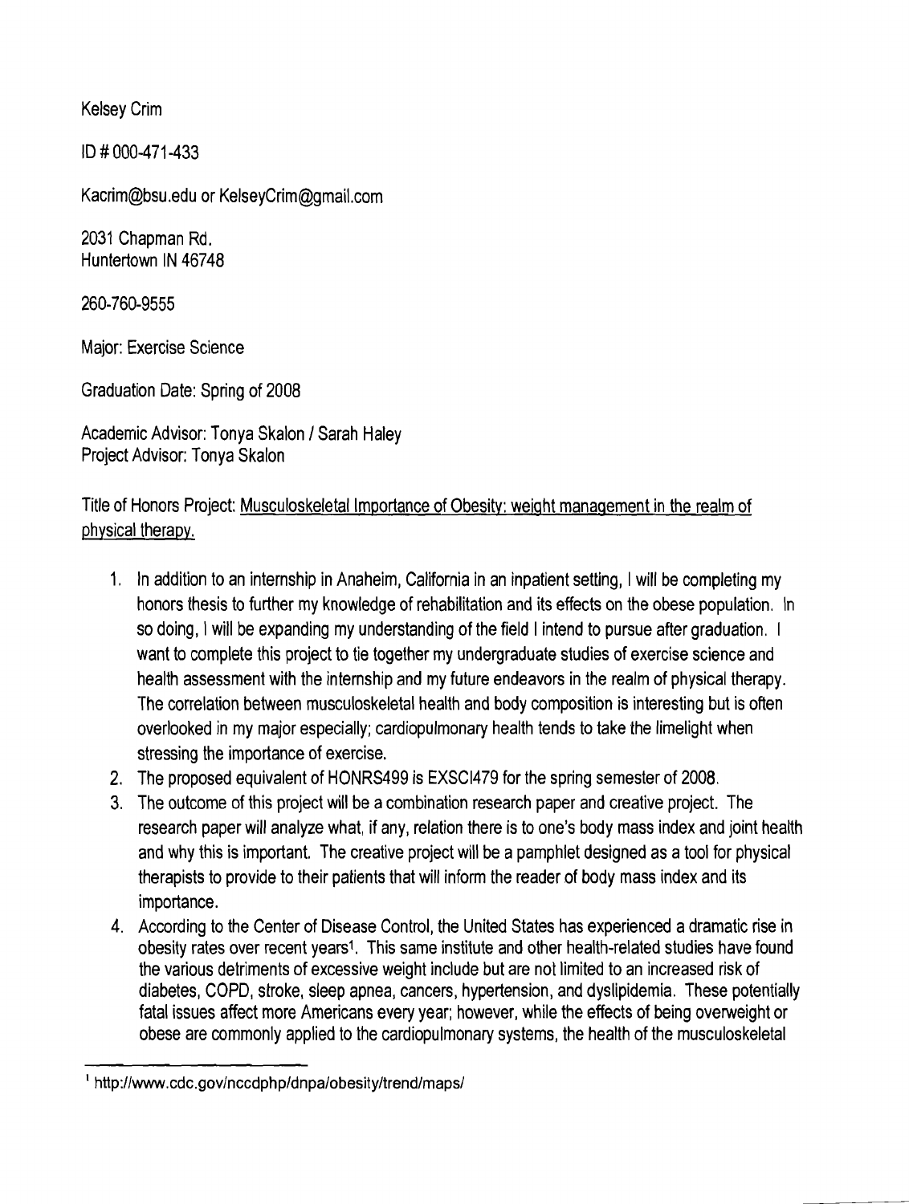Kelsey Crim

ID # 000-471-433

Kacrim@bsu.edu or KelseyCrim@gmail.com

2031 Chapman Rd.
Huntertown IN 46748

260-760-9555

Major: Exercise Science

Graduation Date: Spring of 2008

Academic Advisor: Tonya Skalon / Sarah Haley
Project Advisor: Tonya Skalon

Title of Honors Project: Musculoskeletal Importance of Obesity: weight management in the realm of physical therapy.

1. In addition to an internship in Anaheim, California in an inpatient setting, I will be completing my honors thesis to further my knowledge of rehabilitation and its effects on the obese population. In so doing, I will be expanding my understanding of the field I intend to pursue after graduation. I want to complete this project to tie together my undergraduate studies of exercise science and health assessment with the internship and my future endeavors in the realm of physical therapy. The correlation between musculoskeletal health and body composition is interesting but is often overlooked in my major especially; cardiopulmonary health tends to take the limelight when stressing the importance of exercise.
2. The proposed equivalent of HONRS499 is EXSCI479 for the spring semester of 2008.
3. The outcome of this project will be a combination research paper and creative project. The research paper will analyze what, if any, relation there is to one's body mass index and joint health and why this is important. The creative project will be a pamphlet designed as a tool for physical therapists to provide to their patients that will inform the reader of body mass index and its importance.
4. According to the Center of Disease Control, the United States has experienced a dramatic rise in obesity rates over recent years[1]. This same institute and other health-related studies have found the various detriments of excessive weight include but are not limited to an increased risk of diabetes, COPD, stroke, sleep apnea, cancers, hypertension, and dyslipidemia. These potentially fatal issues affect more Americans every year; however, while the effects of being overweight or obese are commonly applied to the cardiopulmonary systems, the health of the musculoskeletal

[1] http://www.cdc.gov/nccdphp/dnpa/obesity/trend/maps/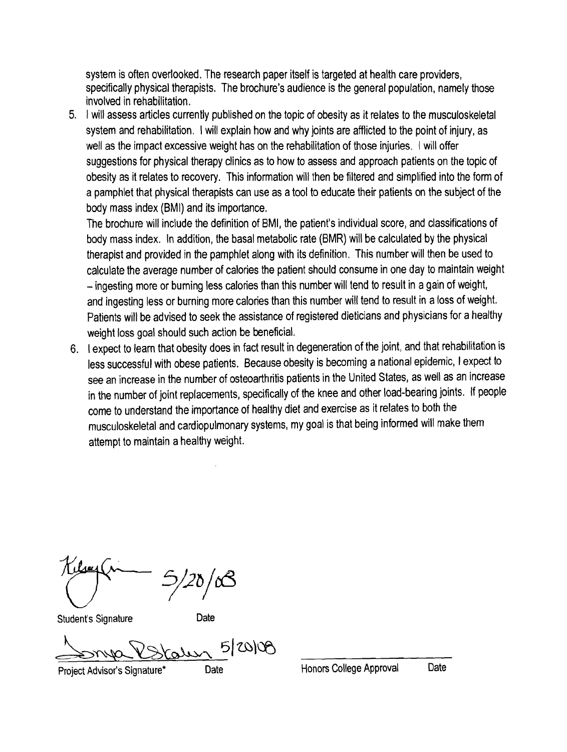system is often overlooked. The research paper itself is targeted at health care providers, specifically physical therapists. The brochure's audience is the general population, namely those involved in rehabilitation.

5. I will assess articles currently published on the topic of obesity as it relates to the musculoskeletal system and rehabilitation. I will explain how and why joints are afflicted to the point of injury, as well as the impact excessive weight has on the rehabilitation of those injuries. I will offer suggestions for physical therapy clinics as to how to assess and approach patients on the topic of obesity as it relates to recovery. This information will then be filtered and simplified into the form of a pamphlet that physical therapists can use as a tool to educate their patients on the subject of the body mass index (BMI) and its importance.

   The brochure will include the definition of BMI, the patient's individual score, and classifications of body mass index. In addition, the basal metabolic rate (BMR) will be calculated by the physical therapist and provided in the pamphlet along with its definition. This number will then be used to calculate the average number of calories the patient should consume in one day to maintain weight – ingesting more or burning less calories than this number will tend to result in a gain of weight, and ingesting less or burning more calories than this number will tend to result in a loss of weight. Patients will be advised to seek the assistance of registered dieticians and physicians for a healthy weight loss goal should such action be beneficial.

6. I expect to learn that obesity does in fact result in degeneration of the joint, and that rehabilitation is less successful with obese patients. Because obesity is becoming a national epidemic, I expect to see an increase in the number of osteoarthritis patients in the United States, as well as an increase in the number of joint replacements, specifically of the knee and other load-bearing joints. If people come to understand the importance of healthy diet and exercise as it relates to both the musculoskeletal and cardiopulmonary systems, my goal is that being informed will make them attempt to maintain a healthy weight.

5/20/08

Student's Signature &nbsp;&nbsp;&nbsp;&nbsp; Date

5/20/08

Project Advisor's Signature* &nbsp;&nbsp;&nbsp;&nbsp; Date &nbsp;&nbsp;&nbsp;&nbsp;&nbsp;&nbsp;&nbsp;&nbsp; Honors College Approval &nbsp;&nbsp;&nbsp;&nbsp; Date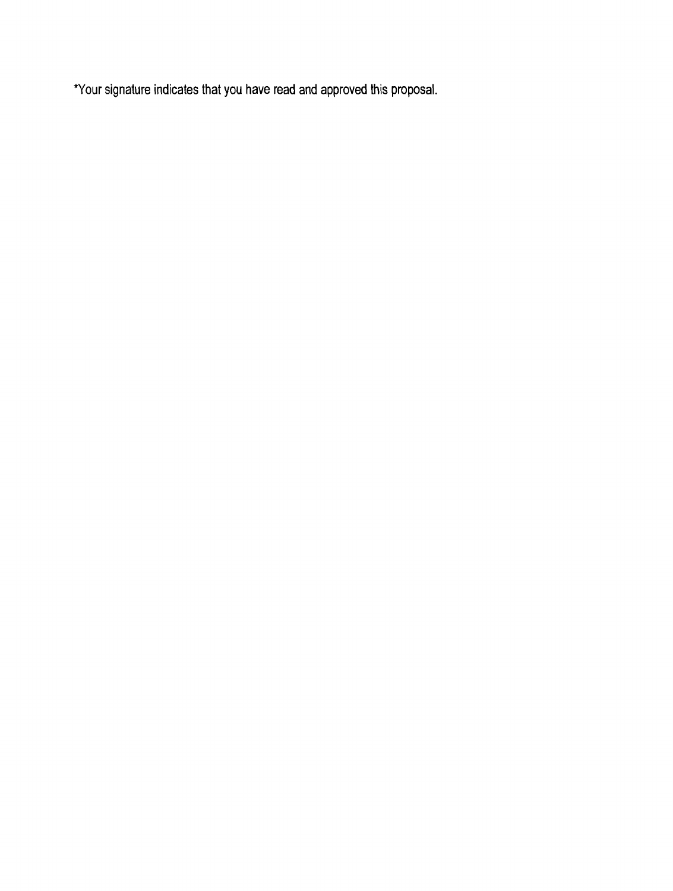*Your signature indicates that you have read and approved this proposal.